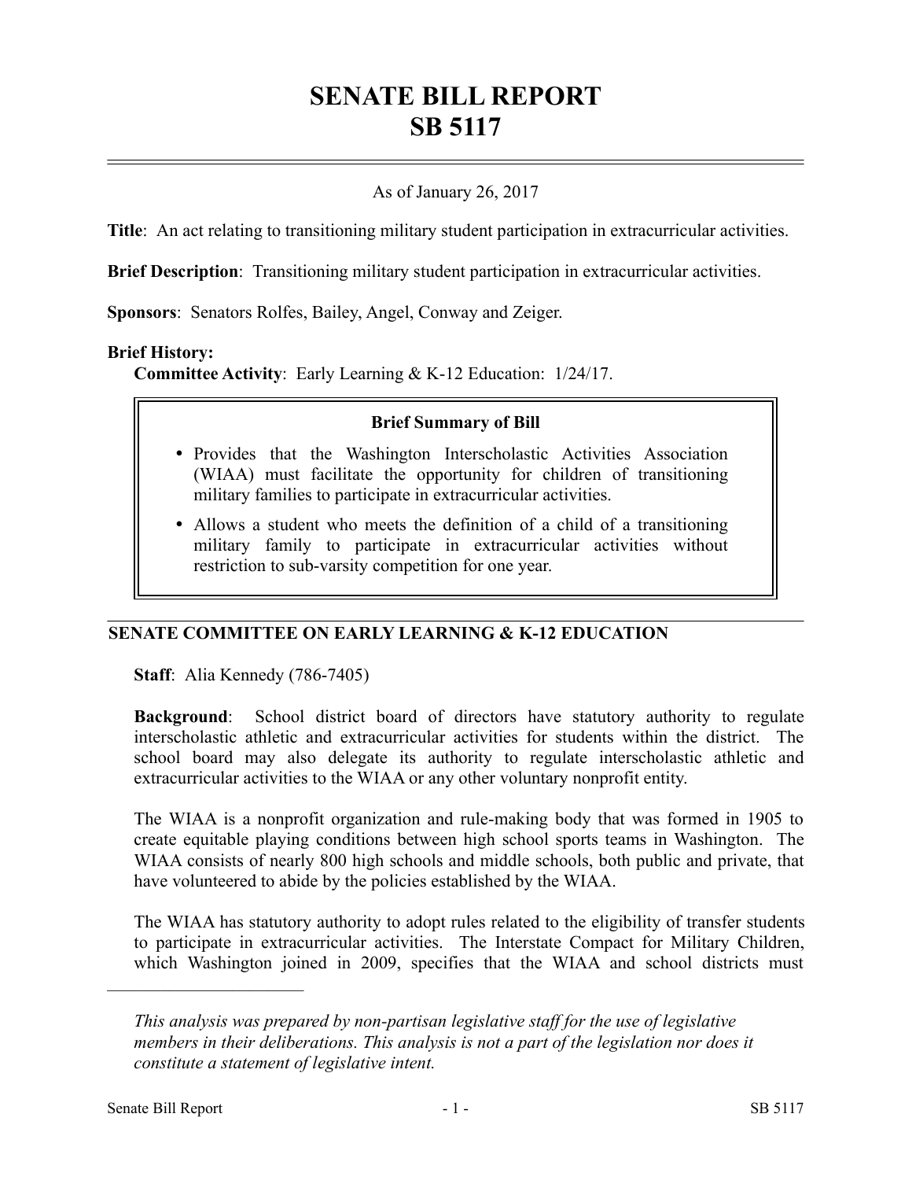# SENATE BILL REPORT
# SB 5117

As of January 26, 2017

**Title**: An act relating to transitioning military student participation in extracurricular activities.

**Brief Description**: Transitioning military student participation in extracurricular activities.

**Sponsors**: Senators Rolfes, Bailey, Angel, Conway and Zeiger.

**Brief History:**

**Committee Activity**: Early Learning & K-12 Education: 1/24/17.

**Brief Summary of Bill**

- Provides that the Washington Interscholastic Activities Association (WIAA) must facilitate the opportunity for children of transitioning military families to participate in extracurricular activities.
- Allows a student who meets the definition of a child of a transitioning military family to participate in extracurricular activities without restriction to sub-varsity competition for one year.

## SENATE COMMITTEE ON EARLY LEARNING & K-12 EDUCATION

**Staff**: Alia Kennedy (786-7405)

**Background**: School district board of directors have statutory authority to regulate interscholastic athletic and extracurricular activities for students within the district. The school board may also delegate its authority to regulate interscholastic athletic and extracurricular activities to the WIAA or any other voluntary nonprofit entity.

The WIAA is a nonprofit organization and rule-making body that was formed in 1905 to create equitable playing conditions between high school sports teams in Washington. The WIAA consists of nearly 800 high schools and middle schools, both public and private, that have volunteered to abide by the policies established by the WIAA.

The WIAA has statutory authority to adopt rules related to the eligibility of transfer students to participate in extracurricular activities. The Interstate Compact for Military Children, which Washington joined in 2009, specifies that the WIAA and school districts must

*This analysis was prepared by non-partisan legislative staff for the use of legislative members in their deliberations. This analysis is not a part of the legislation nor does it constitute a statement of legislative intent.*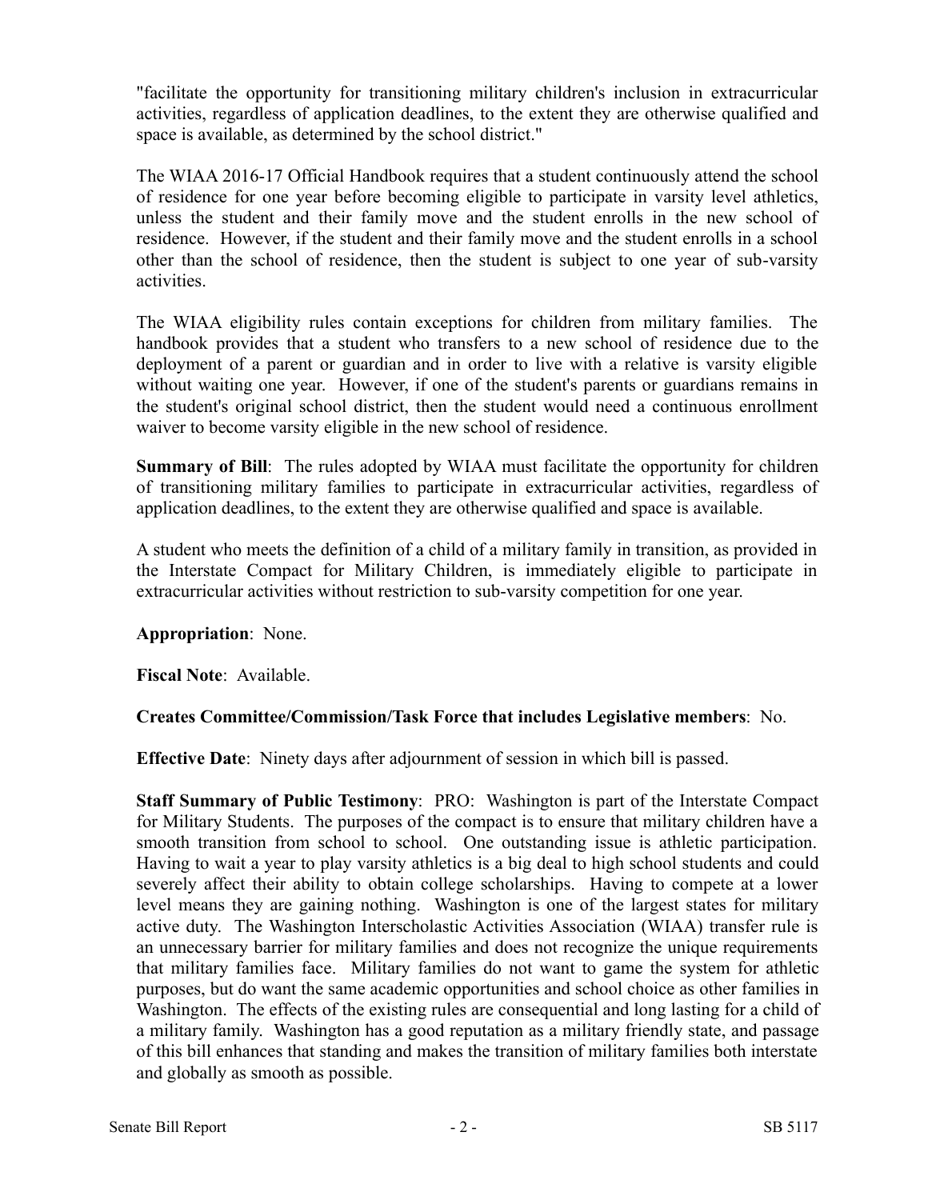"facilitate the opportunity for transitioning military children's inclusion in extracurricular activities, regardless of application deadlines, to the extent they are otherwise qualified and space is available, as determined by the school district."

The WIAA 2016-17 Official Handbook requires that a student continuously attend the school of residence for one year before becoming eligible to participate in varsity level athletics, unless the student and their family move and the student enrolls in the new school of residence. However, if the student and their family move and the student enrolls in a school other than the school of residence, then the student is subject to one year of sub-varsity activities.

The WIAA eligibility rules contain exceptions for children from military families. The handbook provides that a student who transfers to a new school of residence due to the deployment of a parent or guardian and in order to live with a relative is varsity eligible without waiting one year. However, if one of the student's parents or guardians remains in the student's original school district, then the student would need a continuous enrollment waiver to become varsity eligible in the new school of residence.

**Summary of Bill**: The rules adopted by WIAA must facilitate the opportunity for children of transitioning military families to participate in extracurricular activities, regardless of application deadlines, to the extent they are otherwise qualified and space is available.

A student who meets the definition of a child of a military family in transition, as provided in the Interstate Compact for Military Children, is immediately eligible to participate in extracurricular activities without restriction to sub-varsity competition for one year.

**Appropriation**: None.

**Fiscal Note**: Available.

**Creates Committee/Commission/Task Force that includes Legislative members**: No.

**Effective Date**: Ninety days after adjournment of session in which bill is passed.

**Staff Summary of Public Testimony**: PRO: Washington is part of the Interstate Compact for Military Students. The purposes of the compact is to ensure that military children have a smooth transition from school to school. One outstanding issue is athletic participation. Having to wait a year to play varsity athletics is a big deal to high school students and could severely affect their ability to obtain college scholarships. Having to compete at a lower level means they are gaining nothing. Washington is one of the largest states for military active duty. The Washington Interscholastic Activities Association (WIAA) transfer rule is an unnecessary barrier for military families and does not recognize the unique requirements that military families face. Military families do not want to game the system for athletic purposes, but do want the same academic opportunities and school choice as other families in Washington. The effects of the existing rules are consequential and long lasting for a child of a military family. Washington has a good reputation as a military friendly state, and passage of this bill enhances that standing and makes the transition of military families both interstate and globally as smooth as possible.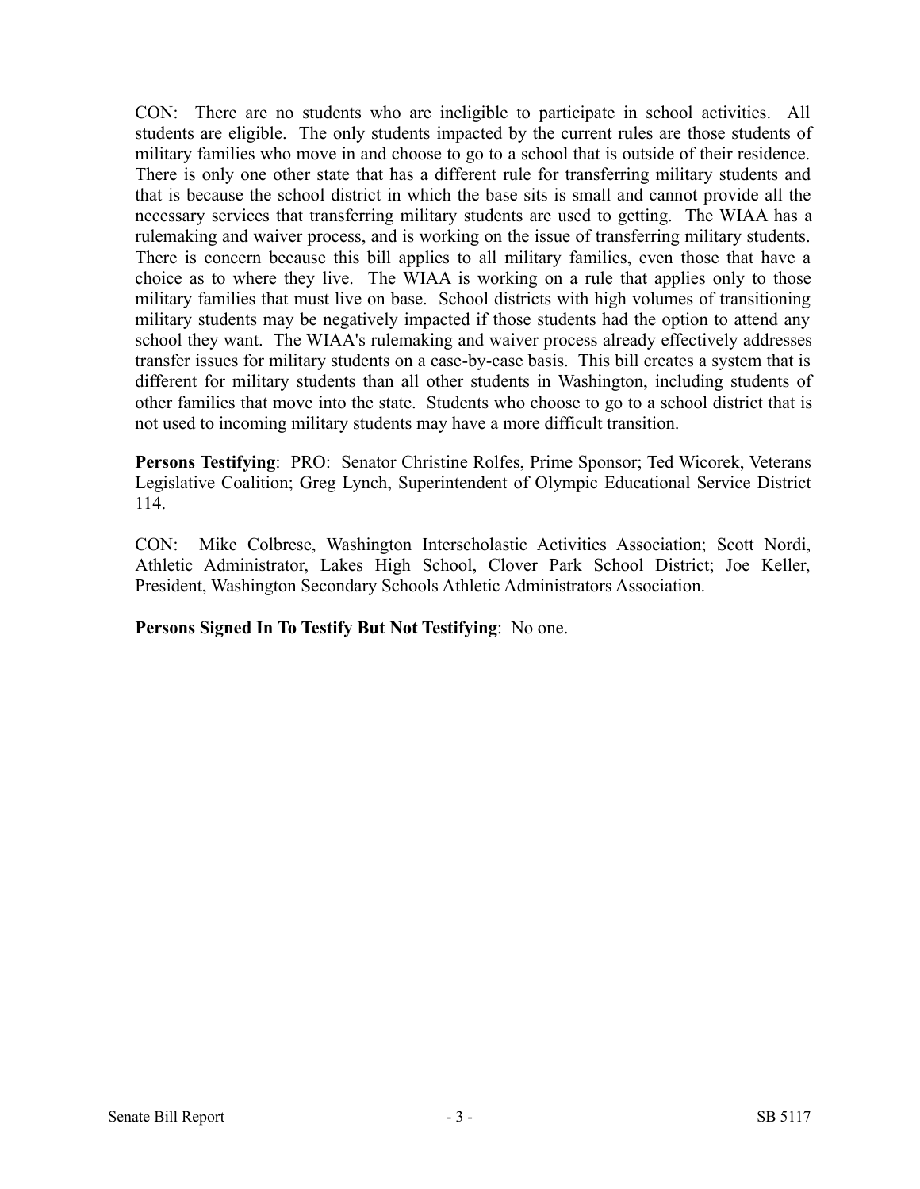CON: There are no students who are ineligible to participate in school activities. All students are eligible. The only students impacted by the current rules are those students of military families who move in and choose to go to a school that is outside of their residence. There is only one other state that has a different rule for transferring military students and that is because the school district in which the base sits is small and cannot provide all the necessary services that transferring military students are used to getting. The WIAA has a rulemaking and waiver process, and is working on the issue of transferring military students. There is concern because this bill applies to all military families, even those that have a choice as to where they live. The WIAA is working on a rule that applies only to those military families that must live on base. School districts with high volumes of transitioning military students may be negatively impacted if those students had the option to attend any school they want. The WIAA's rulemaking and waiver process already effectively addresses transfer issues for military students on a case-by-case basis. This bill creates a system that is different for military students than all other students in Washington, including students of other families that move into the state. Students who choose to go to a school district that is not used to incoming military students may have a more difficult transition.

**Persons Testifying**: PRO: Senator Christine Rolfes, Prime Sponsor; Ted Wicorek, Veterans Legislative Coalition; Greg Lynch, Superintendent of Olympic Educational Service District 114.

CON: Mike Colbrese, Washington Interscholastic Activities Association; Scott Nordi, Athletic Administrator, Lakes High School, Clover Park School District; Joe Keller, President, Washington Secondary Schools Athletic Administrators Association.

**Persons Signed In To Testify But Not Testifying**: No one.